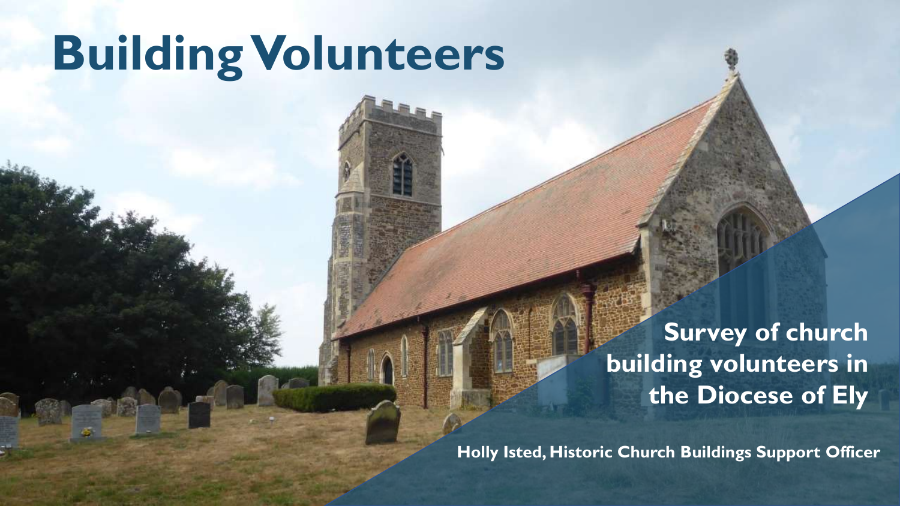# Building Volunteers

## Survey of church building volunteers in the Diocese of Ely

**Holly Isted, Historic Church Buildings Support Officer**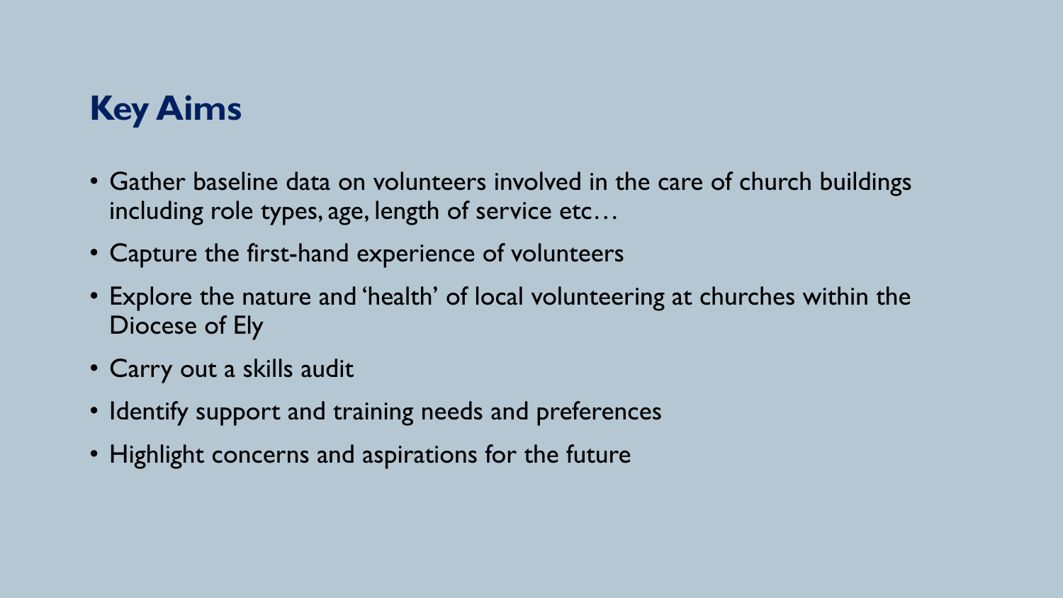## Key Aims

- Gather baseline data on volunteers involved in the care of church buildings including role types, age, length of service etc…
- Capture the first-hand experience of volunteers
- Explore the nature and 'health' of local volunteering at churches within the Diocese of Ely
- Carry out a skills audit
- Identify support and training needs and preferences
- Highlight concerns and aspirations for the future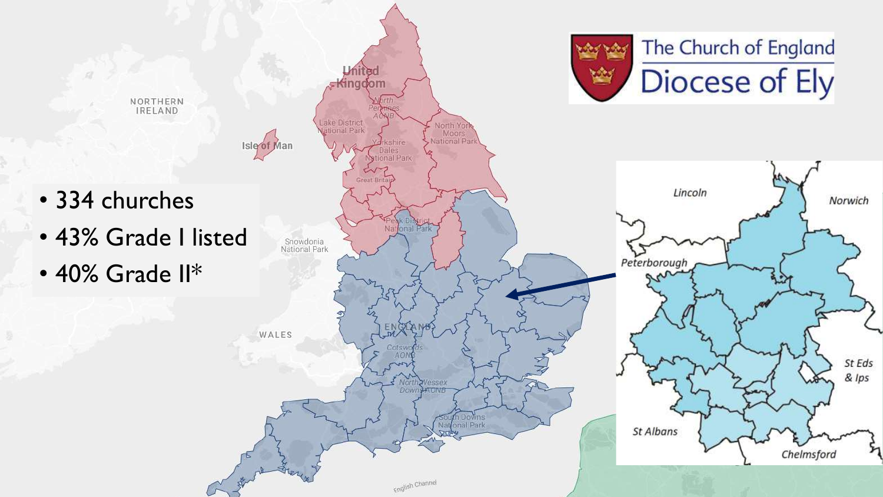The Church of England
Diocese of Ely

- 334 churches
- 43% Grade I listed
- 40% Grade II*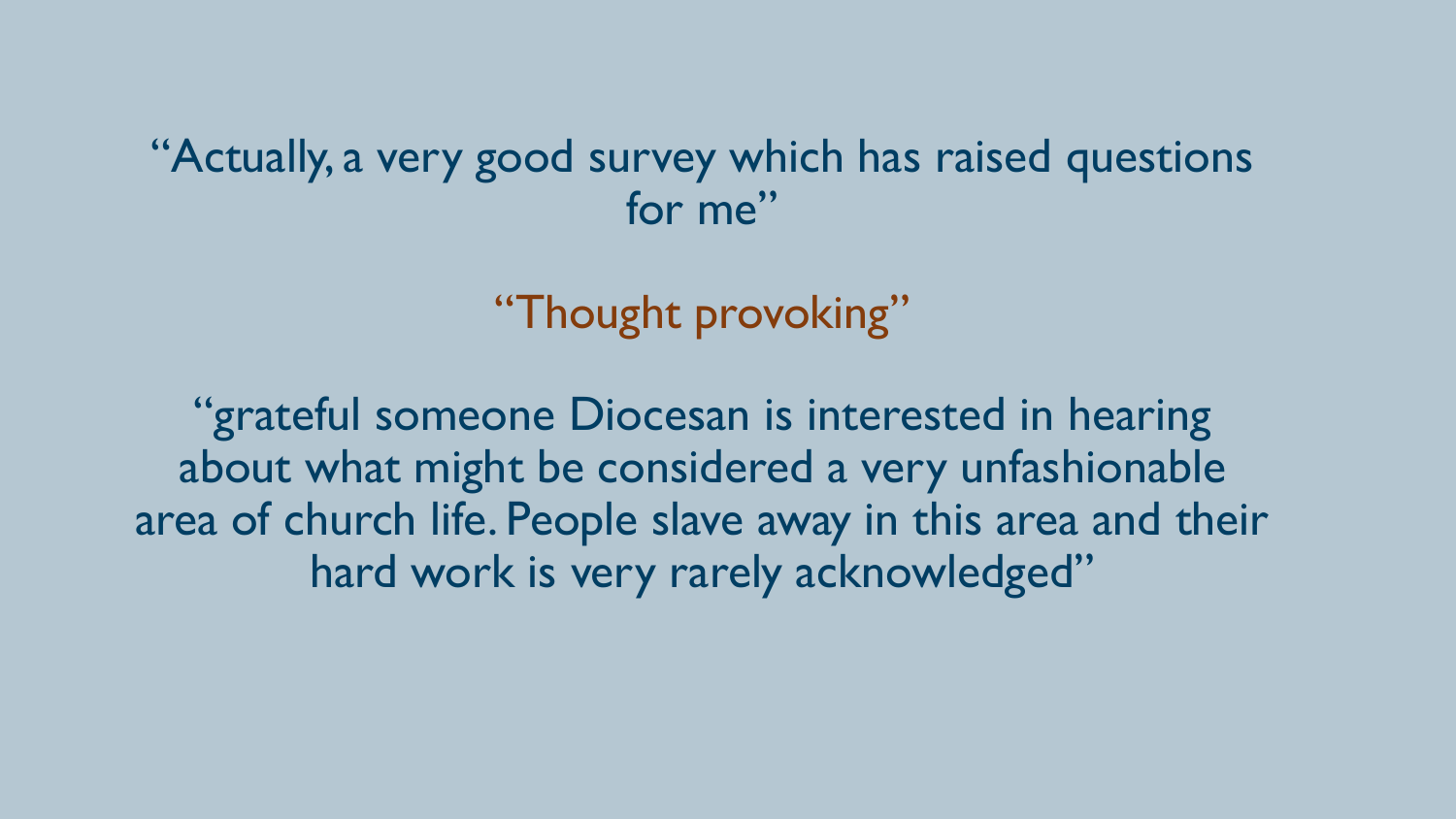"Actually, a very good survey which has raised questions for me"

"Thought provoking"

"grateful someone Diocesan is interested in hearing about what might be considered a very unfashionable area of church life. People slave away in this area and their hard work is very rarely acknowledged"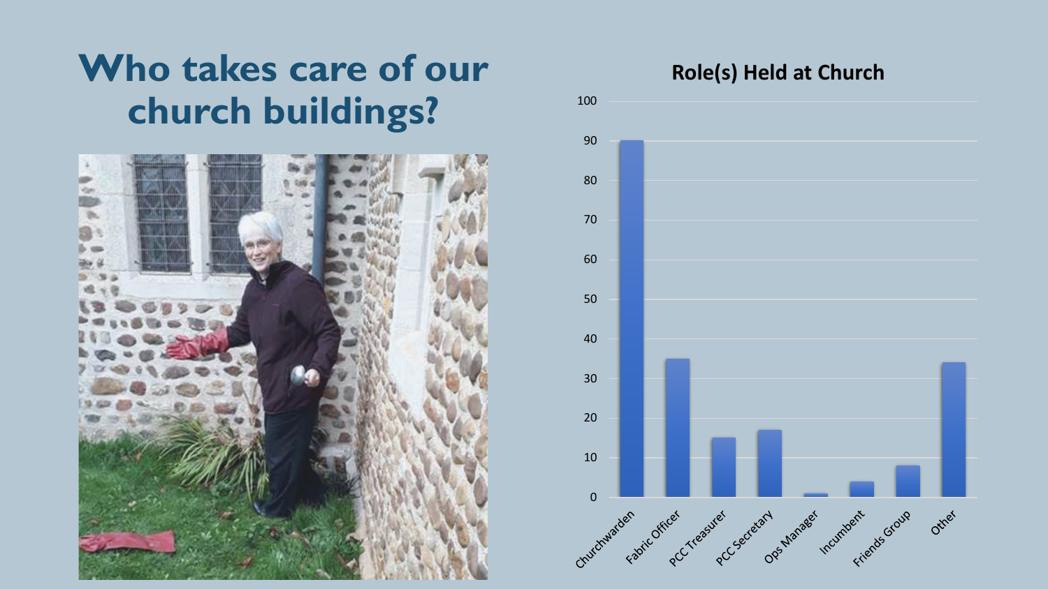# Who takes care of our church buildings?

**Role(s) Held at Church**

| Role | Count |
|---|---|
| Churchwarden | 90 |
| Fabric Officer | 35 |
| PCC Treasurer | 15 |
| PCC Secretary | 17 |
| Ops Manager | 1 |
| Incumbent | 4 |
| Friends Group | 8 |
| Other | 34 |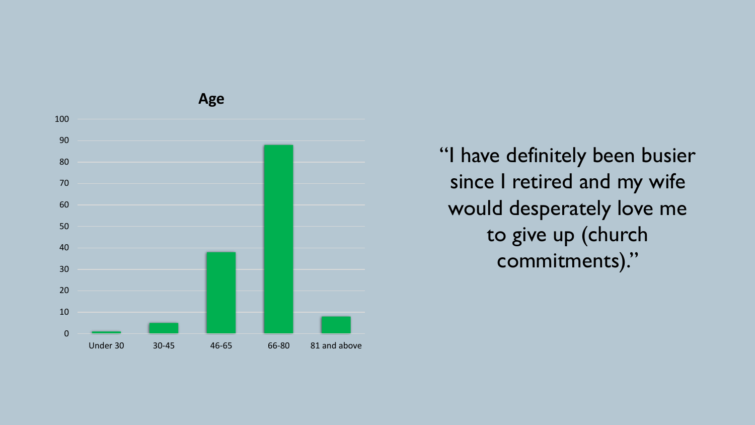**Age**

| Age | Value |
|---|---|
| Under 30 | 1 |
| 30-45 | 5 |
| 46-65 | 38 |
| 66-80 | 88 |
| 81 and above | 8 |

"I have definitely been busier since I retired and my wife would desperately love me to give up (church commitments)."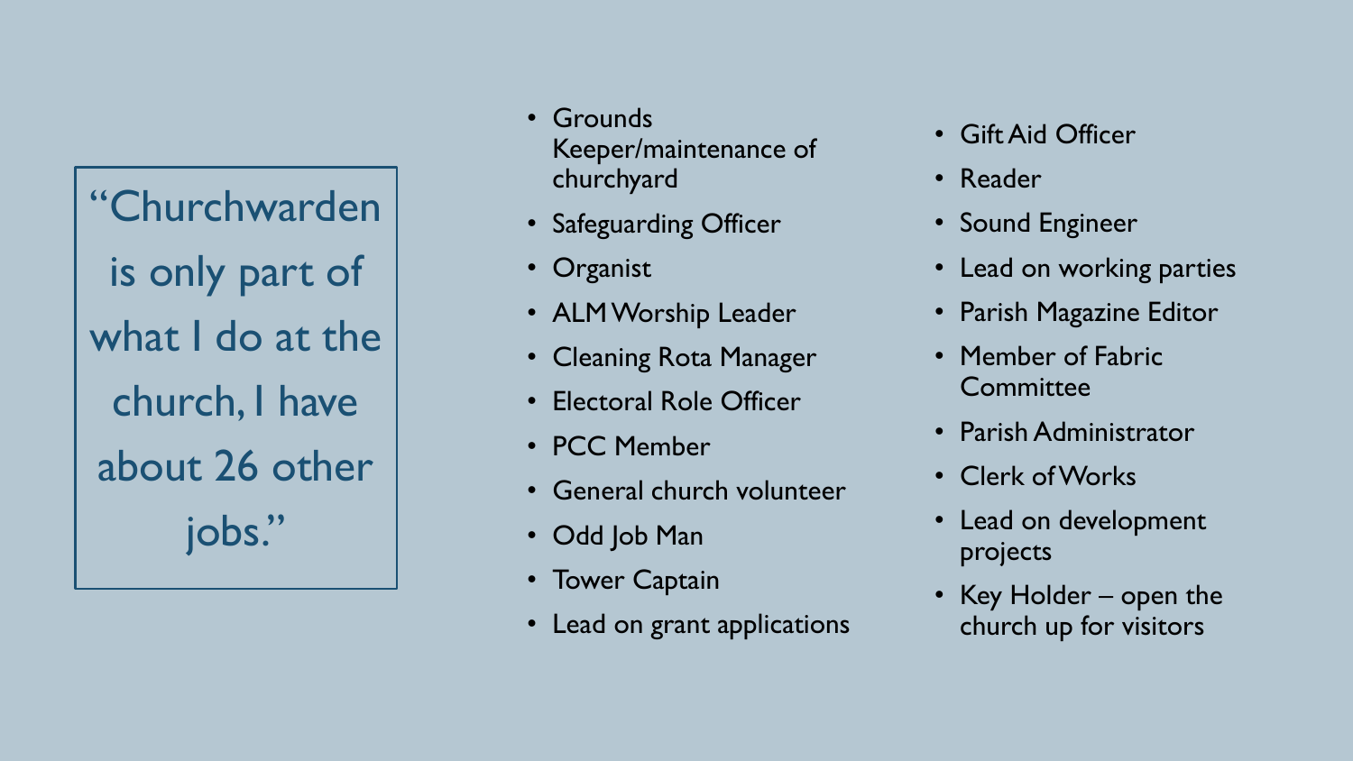> "Churchwarden is only part of what I do at the church, I have about 26 other jobs."

- Grounds Keeper/maintenance of churchyard
- Safeguarding Officer
- Organist
- ALM Worship Leader
- Cleaning Rota Manager
- Electoral Role Officer
- PCC Member
- General church volunteer
- Odd Job Man
- Tower Captain
- Lead on grant applications
- Gift Aid Officer
- Reader
- Sound Engineer
- Lead on working parties
- Parish Magazine Editor
- Member of Fabric Committee
- Parish Administrator
- Clerk of Works
- Lead on development projects
- Key Holder – open the church up for visitors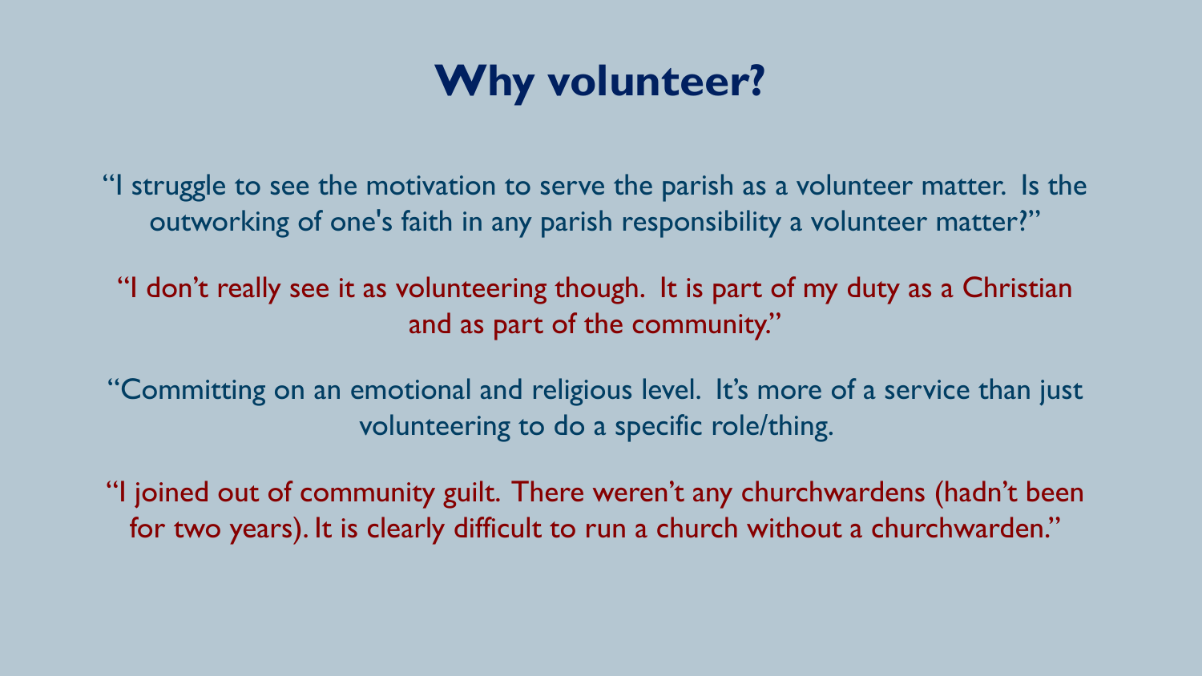# Why volunteer?

"I struggle to see the motivation to serve the parish as a volunteer matter.  Is the outworking of one's faith in any parish responsibility a volunteer matter?"

"I don't really see it as volunteering though.  It is part of my duty as a Christian and as part of the community."

"Committing on an emotional and religious level.  It's more of a service than just volunteering to do a specific role/thing.

"I joined out of community guilt. There weren't any churchwardens (hadn't been for two years). It is clearly difficult to run a church without a churchwarden."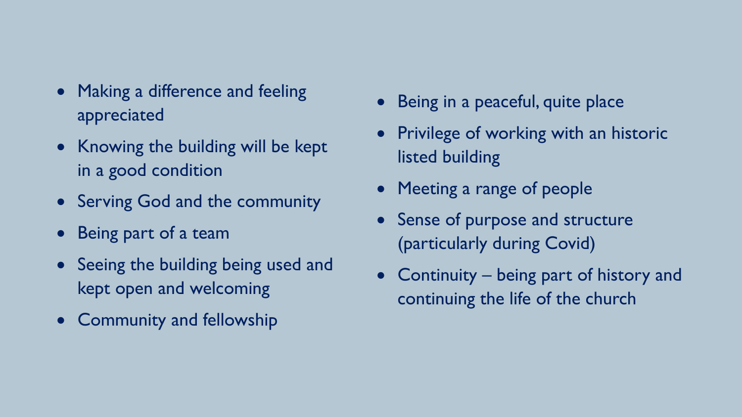- Making a difference and feeling appreciated
- Knowing the building will be kept in a good condition
- Serving God and the community
- Being part of a team
- Seeing the building being used and kept open and welcoming
- Community and fellowship
- Being in a peaceful, quite place
- Privilege of working with an historic listed building
- Meeting a range of people
- Sense of purpose and structure (particularly during Covid)
- Continuity – being part of history and continuing the life of the church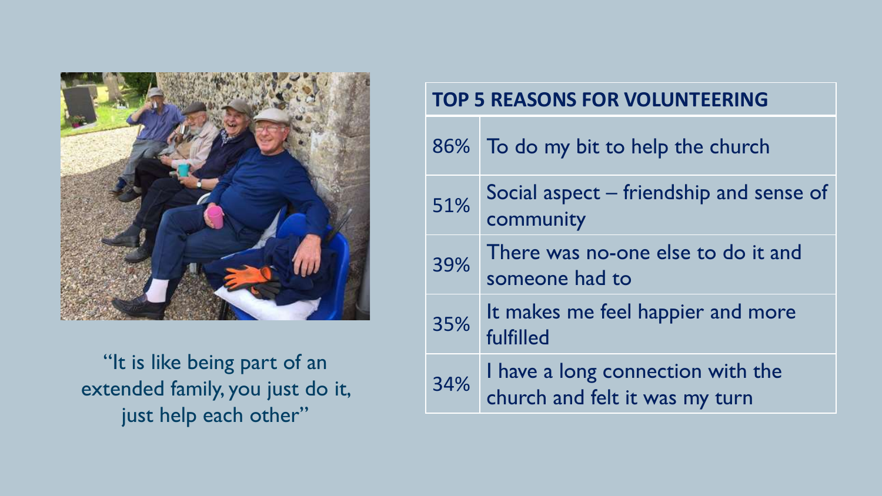"It is like being part of an extended family, you just do it, just help each other"

| TOP 5 REASONS FOR VOLUNTEERING | |
|---|---|
| 86% | To do my bit to help the church |
| 51% | Social aspect – friendship and sense of community |
| 39% | There was no-one else to do it and someone had to |
| 35% | It makes me feel happier and more fulfilled |
| 34% | I have a long connection with the church and felt it was my turn |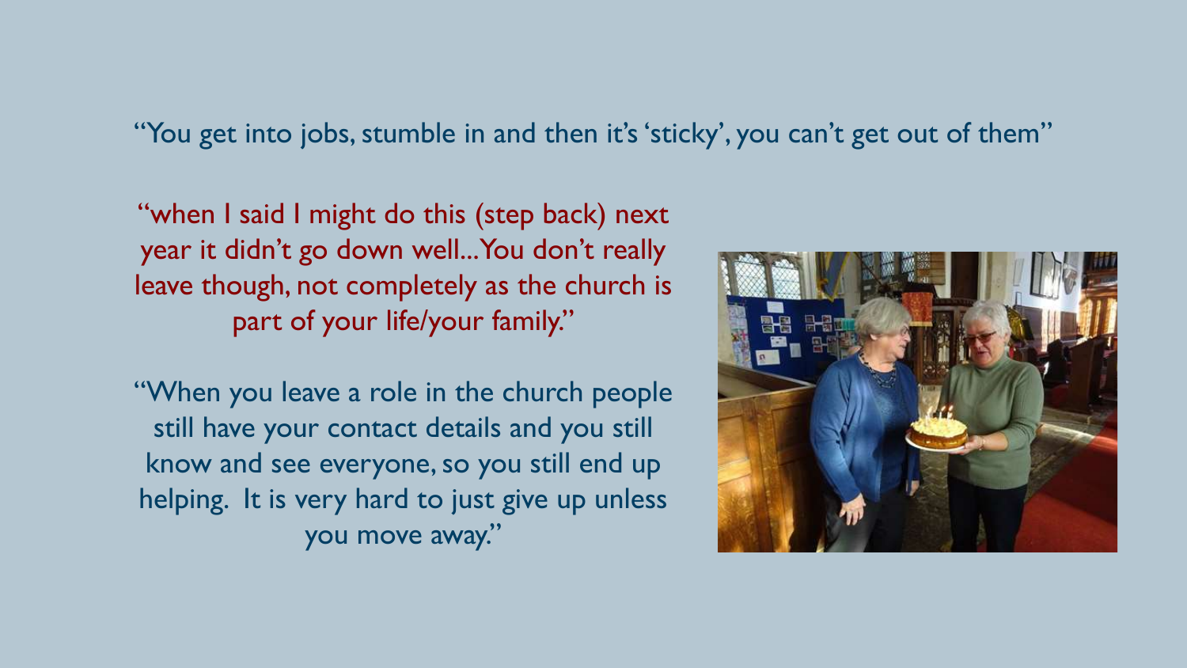"You get into jobs, stumble in and then it's 'sticky', you can't get out of them"

"when I said I might do this (step back) next year it didn't go down well...You don't really leave though, not completely as the church is part of your life/your family."

"When you leave a role in the church people still have your contact details and you still know and see everyone, so you still end up helping. It is very hard to just give up unless you move away."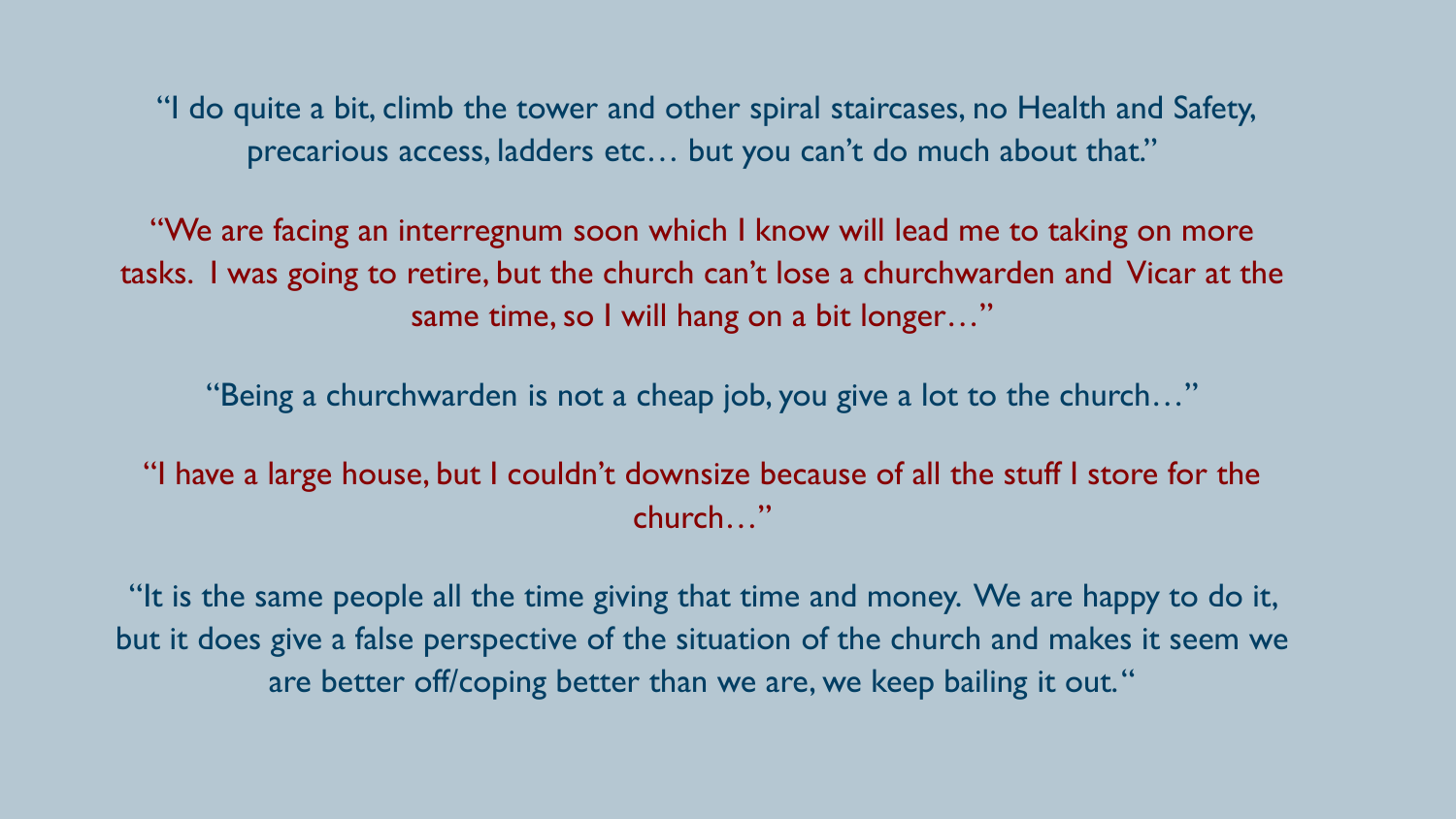"I do quite a bit, climb the tower and other spiral staircases, no Health and Safety, precarious access, ladders etc… but you can't do much about that."

"We are facing an interregnum soon which I know will lead me to taking on more tasks. I was going to retire, but the church can't lose a churchwarden and Vicar at the same time, so I will hang on a bit longer…"

"Being a churchwarden is not a cheap job, you give a lot to the church…"

"I have a large house, but I couldn't downsize because of all the stuff I store for the church…"

"It is the same people all the time giving that time and money. We are happy to do it, but it does give a false perspective of the situation of the church and makes it seem we are better off/coping better than we are, we keep bailing it out."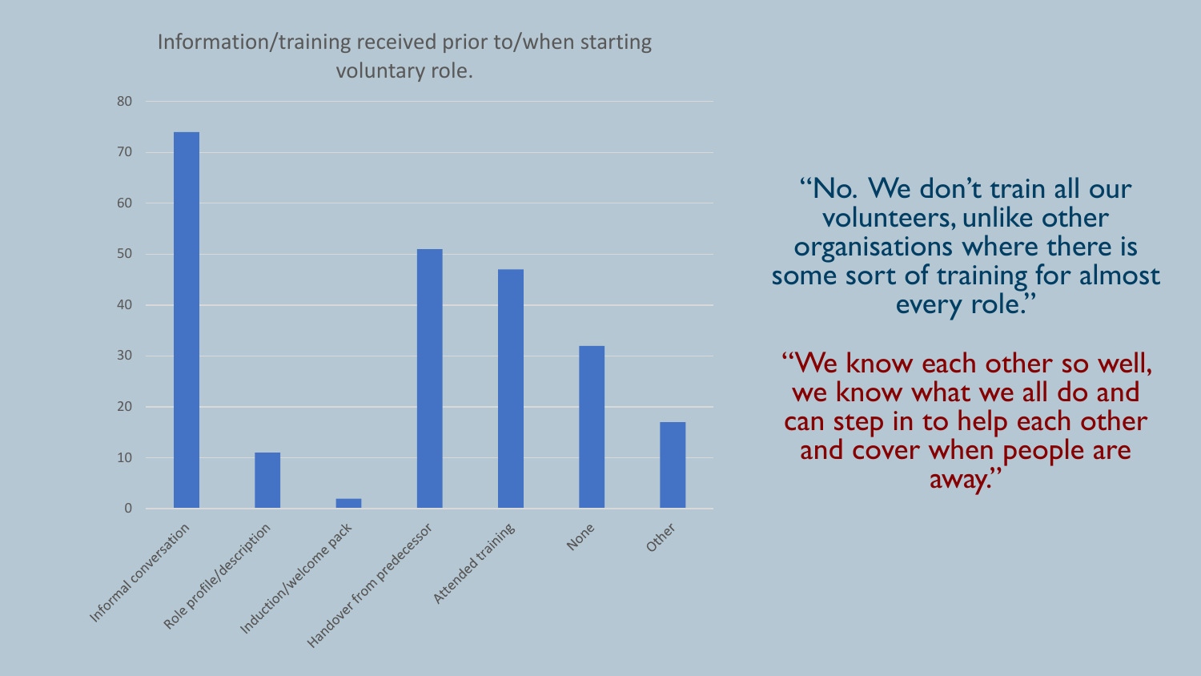Information/training received prior to/when starting voluntary role.

| Category | Value |
| --- | --- |
| Informal conversation | 74 |
| Role profile/description | 11 |
| Induction/welcome pack | 2 |
| Handover from predecessor | 51 |
| Attended training | 47 |
| None | 32 |
| Other | 17 |

"No. We don't train all our volunteers, unlike other organisations where there is some sort of training for almost every role."

"We know each other so well, we know what we all do and can step in to help each other and cover when people are away."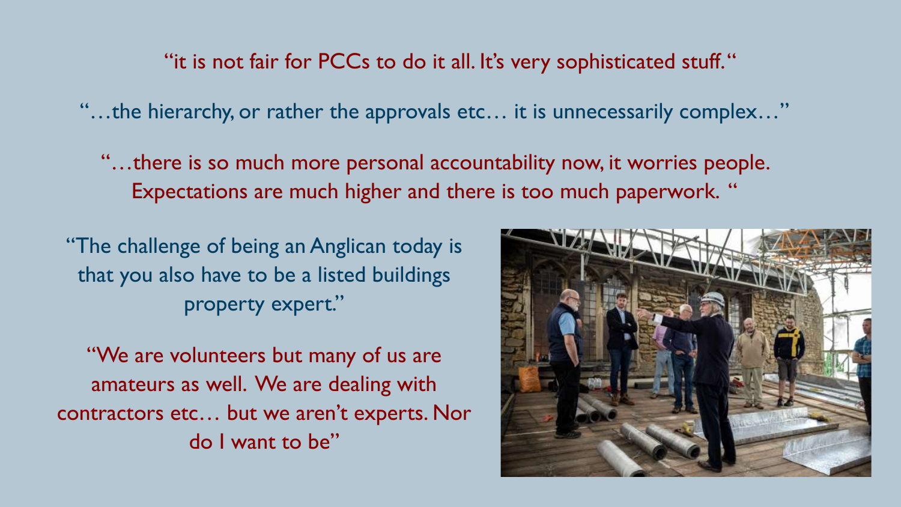"it is not fair for PCCs to do it all. It's very sophisticated stuff."

"…the hierarchy, or rather the approvals etc… it is unnecessarily complex…"

"…there is so much more personal accountability now, it worries people. Expectations are much higher and there is too much paperwork. "

"The challenge of being an Anglican today is that you also have to be a listed buildings property expert."

"We are volunteers but many of us are amateurs as well. We are dealing with contractors etc… but we aren't experts. Nor do I want to be"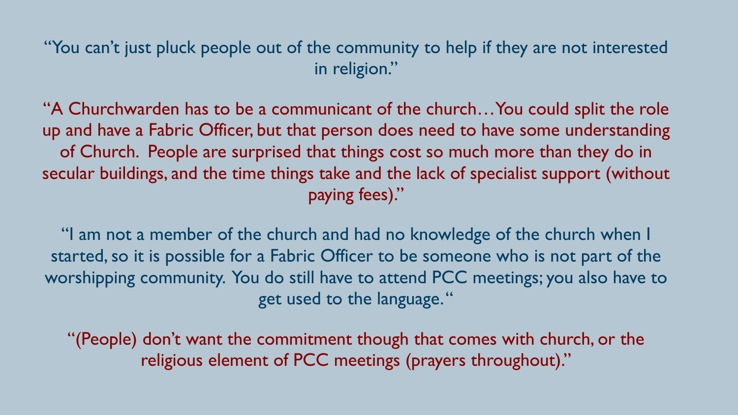"You can't just pluck people out of the community to help if they are not interested in religion."

"A Churchwarden has to be a communicant of the church…You could split the role up and have a Fabric Officer, but that person does need to have some understanding of Church. People are surprised that things cost so much more than they do in secular buildings, and the time things take and the lack of specialist support (without paying fees)."

"I am not a member of the church and had no knowledge of the church when I started, so it is possible for a Fabric Officer to be someone who is not part of the worshipping community. You do still have to attend PCC meetings; you also have to get used to the language."

"(People) don't want the commitment though that comes with church, or the religious element of PCC meetings (prayers throughout)."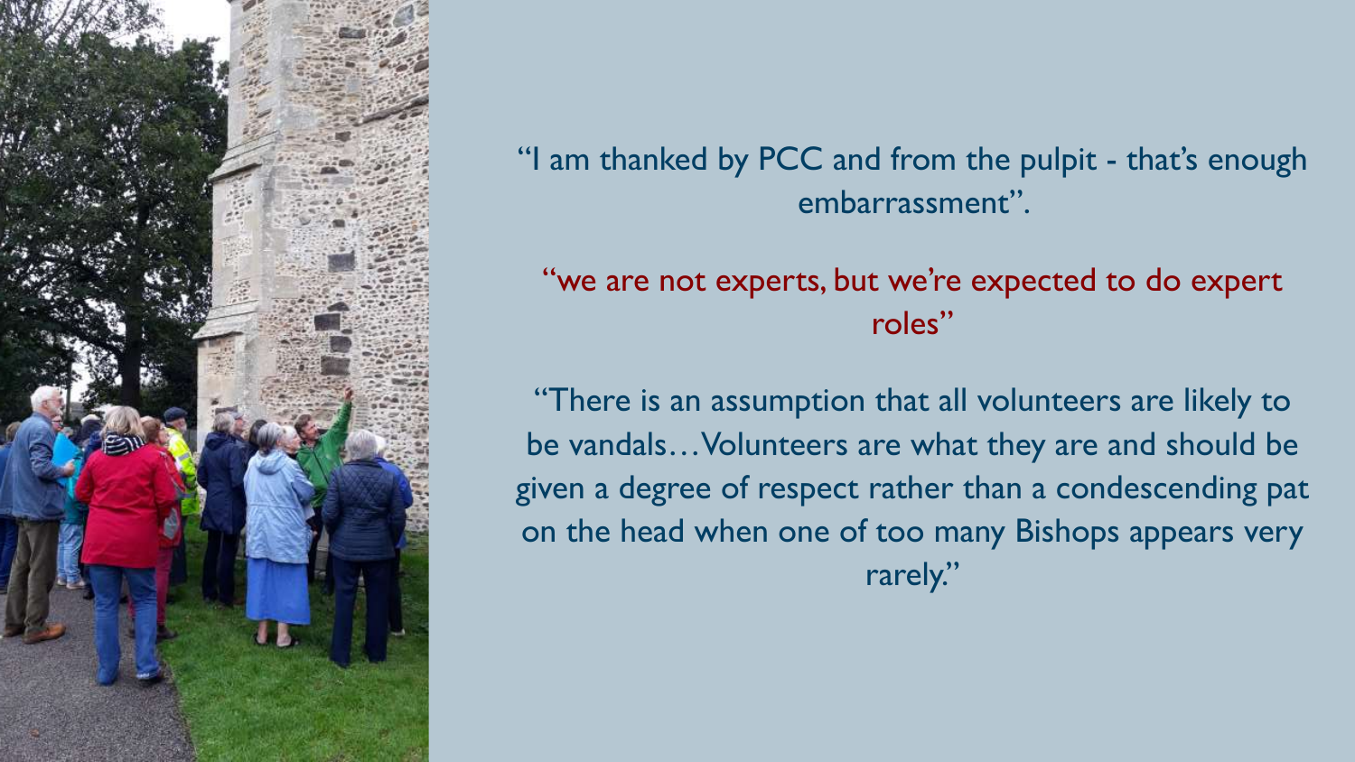"I am thanked by PCC and from the pulpit - that's enough embarrassment".

"we are not experts, but we're expected to do expert roles"

"There is an assumption that all volunteers are likely to be vandals…Volunteers are what they are and should be given a degree of respect rather than a condescending pat on the head when one of too many Bishops appears very rarely."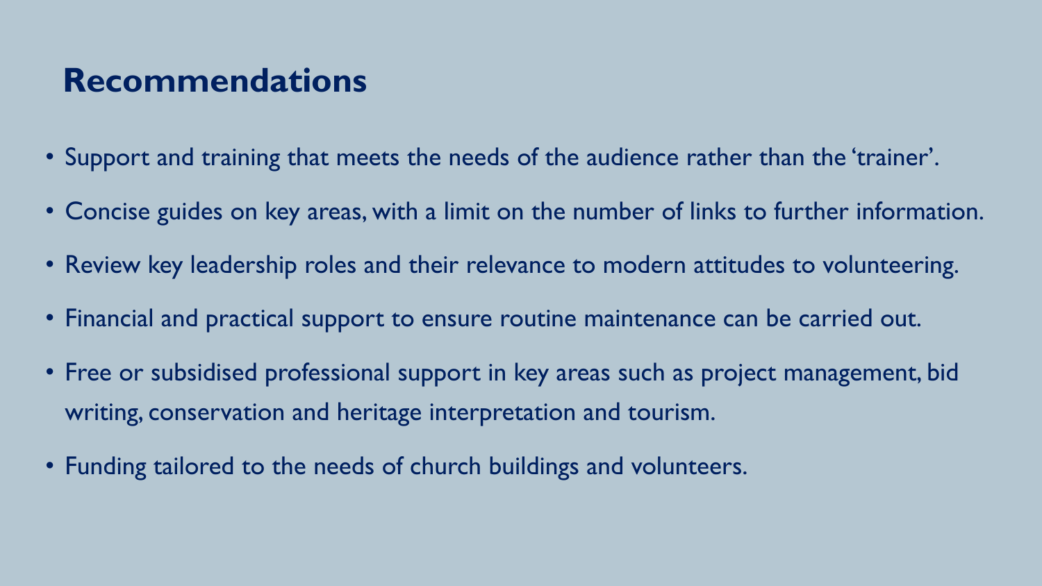# Recommendations

- Support and training that meets the needs of the audience rather than the 'trainer'.
- Concise guides on key areas, with a limit on the number of links to further information.
- Review key leadership roles and their relevance to modern attitudes to volunteering.
- Financial and practical support to ensure routine maintenance can be carried out.
- Free or subsidised professional support in key areas such as project management, bid writing, conservation and heritage interpretation and tourism.
- Funding tailored to the needs of church buildings and volunteers.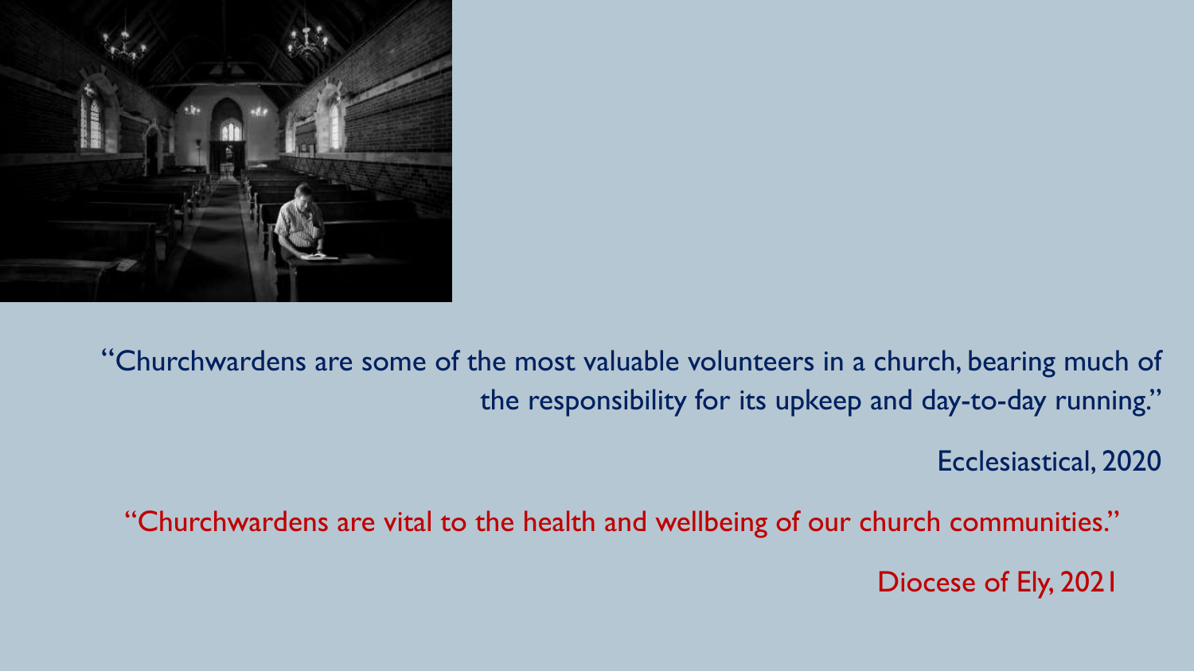"Churchwardens are some of the most valuable volunteers in a church, bearing much of the responsibility for its upkeep and day-to-day running."

Ecclesiastical, 2020

"Churchwardens are vital to the health and wellbeing of our church communities."

Diocese of Ely, 2021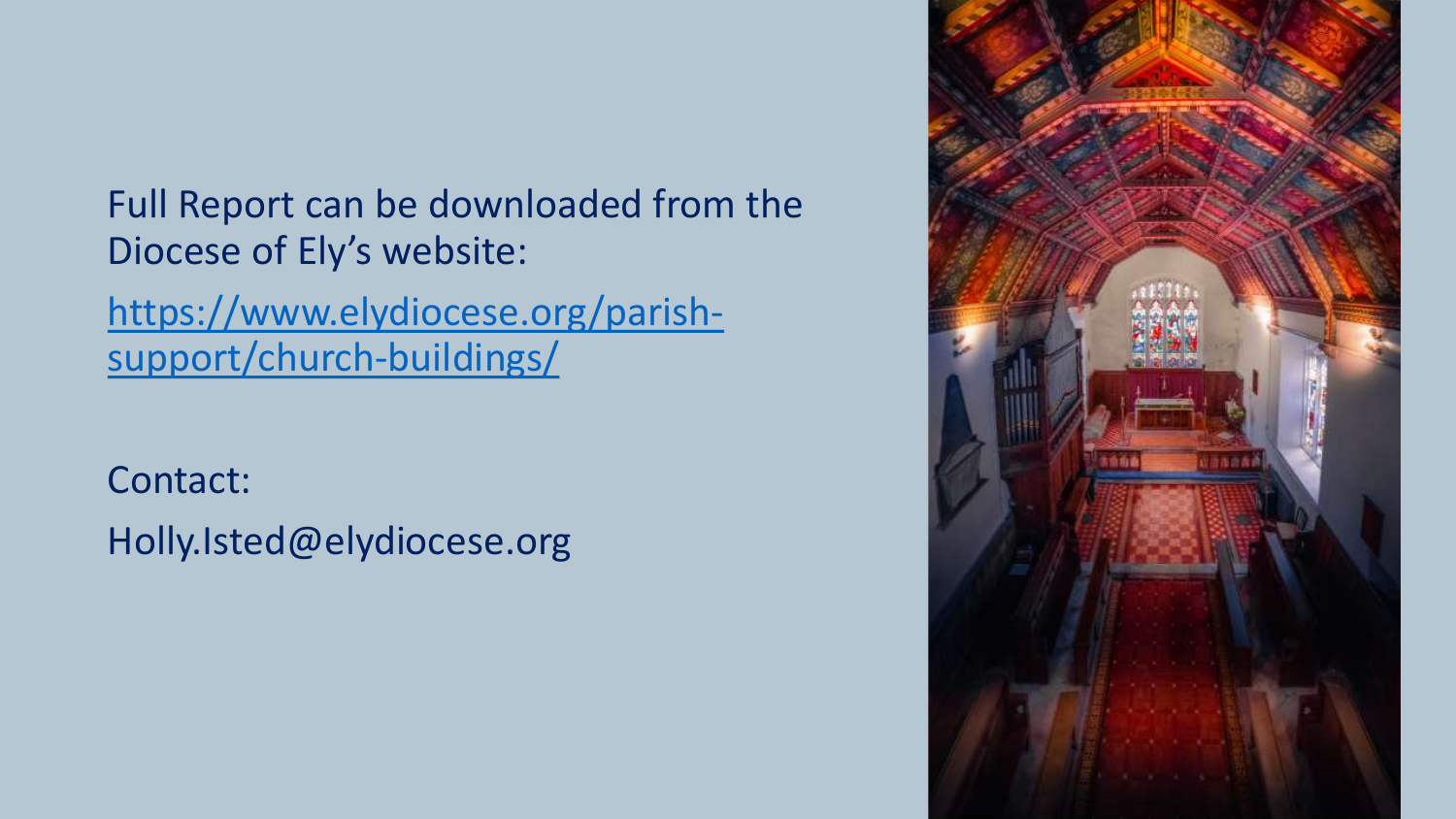Full Report can be downloaded from the Diocese of Ely's website:

[https://www.elydiocese.org/parish-support/church-buildings/](https://www.elydiocese.org/parish-support/church-buildings/)

Contact:

Holly.Isted@elydiocese.org